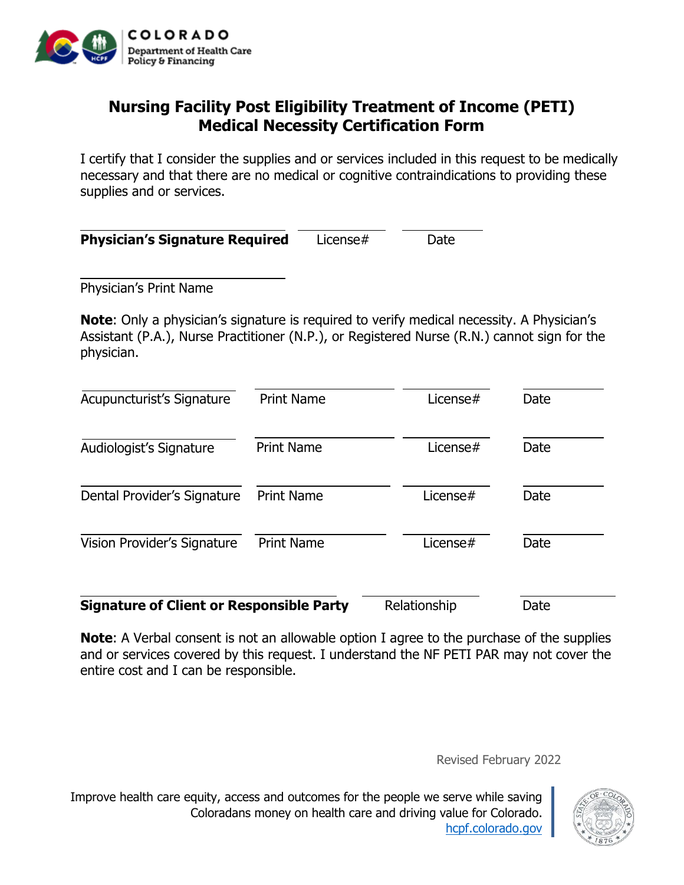COLORADO
Department of Health Care Policy & Financing

# Nursing Facility Post Eligibility Treatment of Income (PETI) Medical Necessity Certification Form

I certify that I consider the supplies and or services included in this request to be medically necessary and that there are no medical or cognitive contraindications to providing these supplies and or services.

| **Physician's Signature Required** | License# | Date |
|---|---|---|

Physician's Print Name

**Note**: Only a physician's signature is required to verify medical necessity. A Physician's Assistant (P.A.), Nurse Practitioner (N.P.), or Registered Nurse (R.N.) cannot sign for the physician.

| Signature | Print Name | License# | Date |
|---|---|---|---|
| Acupuncturist's Signature | Print Name | License# | Date |
| Audiologist's Signature | Print Name | License# | Date |
| Dental Provider's Signature | Print Name | License# | Date |
| Vision Provider's Signature | Print Name | License# | Date |

| **Signature of Client or Responsible Party** | Relationship | Date |
|---|---|---|

**Note**: A Verbal consent is not an allowable option I agree to the purchase of the supplies and or services covered by this request. I understand the NF PETI PAR may not cover the entire cost and I can be responsible.

Revised February 2022

Improve health care equity, access and outcomes for the people we serve while saving Coloradans money on health care and driving value for Colorado.
hcpf.colorado.gov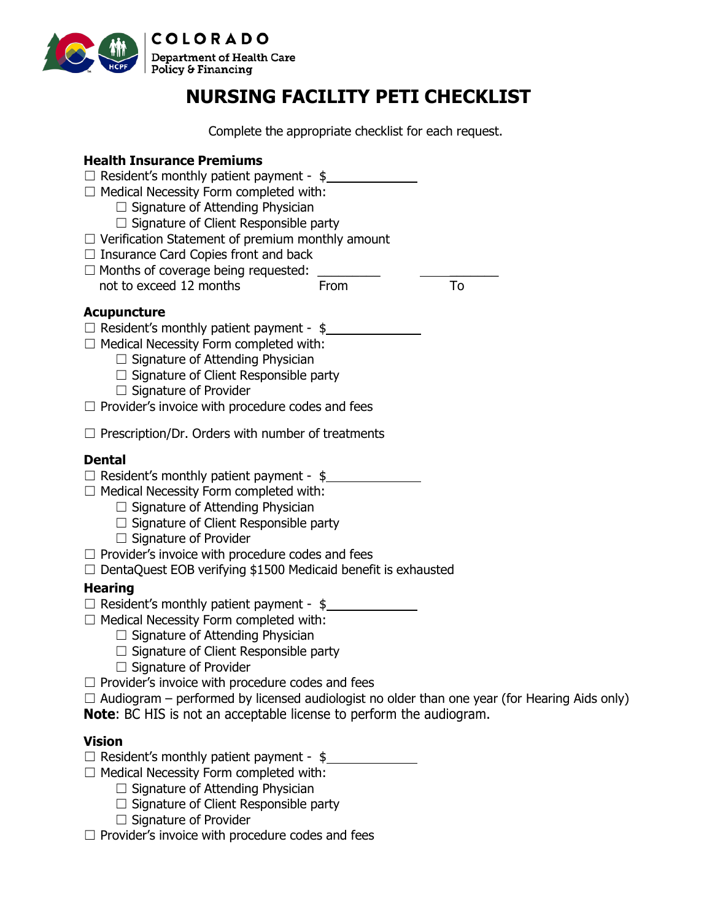COLORADO
Department of Health Care
Policy & Financing

# NURSING FACILITY PETI CHECKLIST

Complete the appropriate checklist for each request.

### Health Insurance Premiums

☐ Resident's monthly patient payment - $\_\_\_\_\_\_\_\_\_\_\_\_
☐ Medical Necessity Form completed with:
  ☐ Signature of Attending Physician
  ☐ Signature of Client Responsible party
☐ Verification Statement of premium monthly amount
☐ Insurance Card Copies front and back
☐ Months of coverage being requested: \_\_\_\_\_\_\_\_\_ From \_\_\_\_\_\_\_\_\_ To
not to exceed 12 months

### Acupuncture

☐ Resident's monthly patient payment - $\_\_\_\_\_\_\_\_\_\_\_\_
☐ Medical Necessity Form completed with:
  ☐ Signature of Attending Physician
  ☐ Signature of Client Responsible party
  ☐ Signature of Provider
☐ Provider's invoice with procedure codes and fees

☐ Prescription/Dr. Orders with number of treatments

### Dental

☐ Resident's monthly patient payment - $\_\_\_\_\_\_\_\_\_\_\_\_
☐ Medical Necessity Form completed with:
  ☐ Signature of Attending Physician
  ☐ Signature of Client Responsible party
  ☐ Signature of Provider
☐ Provider's invoice with procedure codes and fees
☐ DentaQuest EOB verifying $1500 Medicaid benefit is exhausted

### Hearing

☐ Resident's monthly patient payment - $\_\_\_\_\_\_\_\_\_\_\_\_
☐ Medical Necessity Form completed with:
  ☐ Signature of Attending Physician
  ☐ Signature of Client Responsible party
  ☐ Signature of Provider
☐ Provider's invoice with procedure codes and fees
☐ Audiogram – performed by licensed audiologist no older than one year (for Hearing Aids only)
**Note**: BC HIS is not an acceptable license to perform the audiogram.

### Vision

☐ Resident's monthly patient payment - $\_\_\_\_\_\_\_\_\_\_\_\_
☐ Medical Necessity Form completed with:
  ☐ Signature of Attending Physician
  ☐ Signature of Client Responsible party
  ☐ Signature of Provider
☐ Provider's invoice with procedure codes and fees